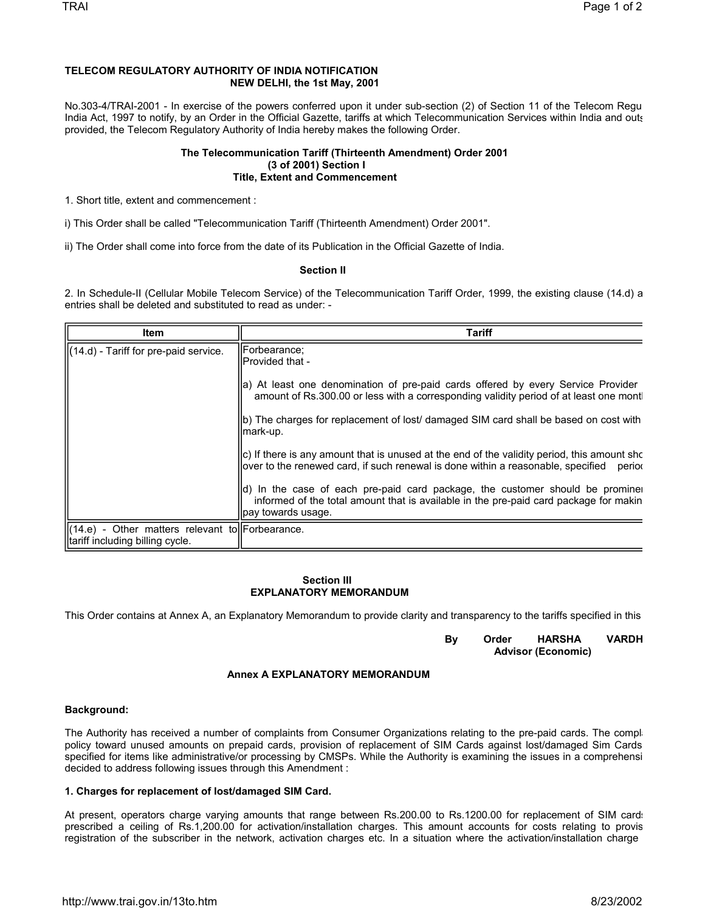**TELECOM REGULATORY AUTHORITY OF INDIA NOTIFICATION**
**NEW DELHI, the 1st May, 2001**

No.303-4/TRAI-2001 - In exercise of the powers conferred upon it under sub-section (2) of Section 11 of the Telecom Regu India Act, 1997 to notify, by an Order in the Official Gazette, tariffs at which Telecommunication Services within India and outs provided, the Telecom Regulatory Authority of India hereby makes the following Order.

**The Telecommunication Tariff (Thirteenth Amendment) Order 2001**
**(3 of 2001) Section I**
**Title, Extent and Commencement**

1. Short title, extent and commencement :

i) This Order shall be called "Telecommunication Tariff (Thirteenth Amendment) Order 2001".

ii) The Order shall come into force from the date of its Publication in the Official Gazette of India.

**Section II**

2. In Schedule-II (Cellular Mobile Telecom Service) of the Telecommunication Tariff Order, 1999, the existing clause (14.d) a entries shall be deleted and substituted to read as under: -

| Item | Tariff |
|---|---|
| (14.d) - Tariff for pre-paid service. | Forbearance;<br>Provided that -<br><br>a) At least one denomination of pre-paid cards offered by every Service Provider amount of Rs.300.00 or less with a corresponding validity period of at least one montl<br><br>b) The charges for replacement of lost/ damaged SIM card shall be based on cost with mark-up.<br><br>c) If there is any amount that is unused at the end of the validity period, this amount sho over to the renewed card, if such renewal is done within a reasonable, specified perio<br><br>d) In the case of each pre-paid card package, the customer should be prominen informed of the total amount that is available in the pre-paid card package for makin pay towards usage. |
| (14.e) - Other matters relevant to tariff including billing cycle. | Forbearance. |

**Section III**
**EXPLANATORY MEMORANDUM**

This Order contains at Annex A, an Explanatory Memorandum to provide clarity and transparency to the tariffs specified in this

By Order HARSHA VARDH
**Advisor (Economic)**

**Annex A EXPLANATORY MEMORANDUM**

**Background:**

The Authority has received a number of complaints from Consumer Organizations relating to the pre-paid cards. The compla policy toward unused amounts on prepaid cards, provision of replacement of SIM Cards against lost/damaged Sim Cards specified for items like administrative/or processing by CMSPs. While the Authority is examining the issues in a comprehensi decided to address following issues through this Amendment :

**1. Charges for replacement of lost/damaged SIM Card.**

At present, operators charge varying amounts that range between Rs.200.00 to Rs.1200.00 for replacement of SIM cards prescribed a ceiling of Rs.1,200.00 for activation/installation charges. This amount accounts for costs relating to provis registration of the subscriber in the network, activation charges etc. In a situation where the activation/installation charge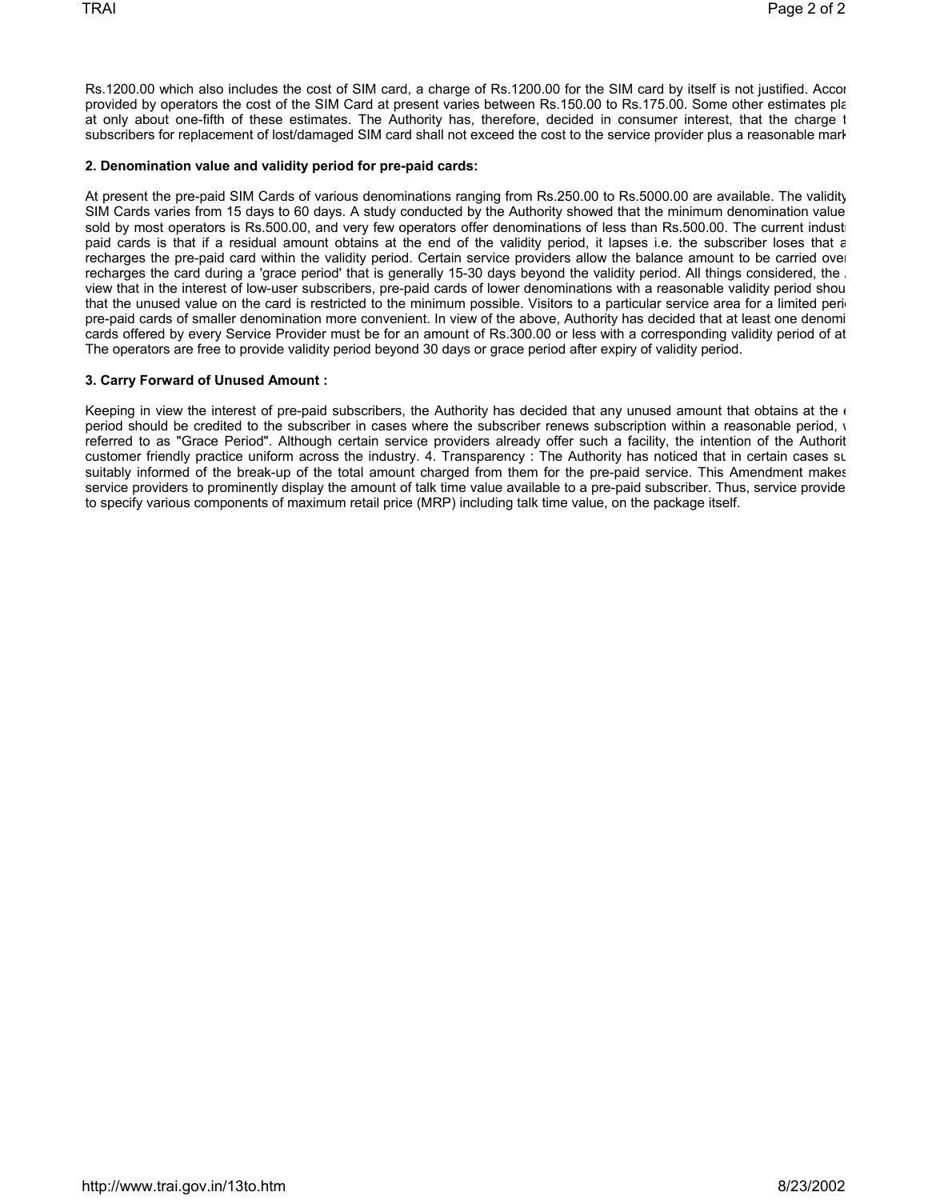Rs.1200.00 which also includes the cost of SIM card, a charge of Rs.1200.00 for the SIM card by itself is not justified. Accor provided by operators the cost of the SIM Card at present varies between Rs.150.00 to Rs.175.00. Some other estimates pla at only about one-fifth of these estimates. The Authority has, therefore, decided in consumer interest, that the charge t subscribers for replacement of lost/damaged SIM card shall not exceed the cost to the service provider plus a reasonable mark

**2. Denomination value and validity period for pre-paid cards:**

At present the pre-paid SIM Cards of various denominations ranging from Rs.250.00 to Rs.5000.00 are available. The validity SIM Cards varies from 15 days to 60 days. A study conducted by the Authority showed that the minimum denomination value sold by most operators is Rs.500.00, and very few operators offer denominations of less than Rs.500.00. The current industr paid cards is that if a residual amount obtains at the end of the validity period, it lapses i.e. the subscriber loses that a recharges the pre-paid card within the validity period. Certain service providers allow the balance amount to be carried over recharges the card during a 'grace period' that is generally 15-30 days beyond the validity period. All things considered, the view that in the interest of low-user subscribers, pre-paid cards of lower denominations with a reasonable validity period shou that the unused value on the card is restricted to the minimum possible. Visitors to a particular service area for a limited peri pre-paid cards of smaller denomination more convenient. In view of the above, Authority has decided that at least one denomi cards offered by every Service Provider must be for an amount of Rs.300.00 or less with a corresponding validity period of at The operators are free to provide validity period beyond 30 days or grace period after expiry of validity period.

**3. Carry Forward of Unused Amount :**

Keeping in view the interest of pre-paid subscribers, the Authority has decided that any unused amount that obtains at the e period should be credited to the subscriber in cases where the subscriber renews subscription within a reasonable period, v referred to as "Grace Period". Although certain service providers already offer such a facility, the intention of the Authorit customer friendly practice uniform across the industry. 4. Transparency : The Authority has noticed that in certain cases su suitably informed of the break-up of the total amount charged from them for the pre-paid service. This Amendment makes service providers to prominently display the amount of talk time value available to a pre-paid subscriber. Thus, service provide to specify various components of maximum retail price (MRP) including talk time value, on the package itself.